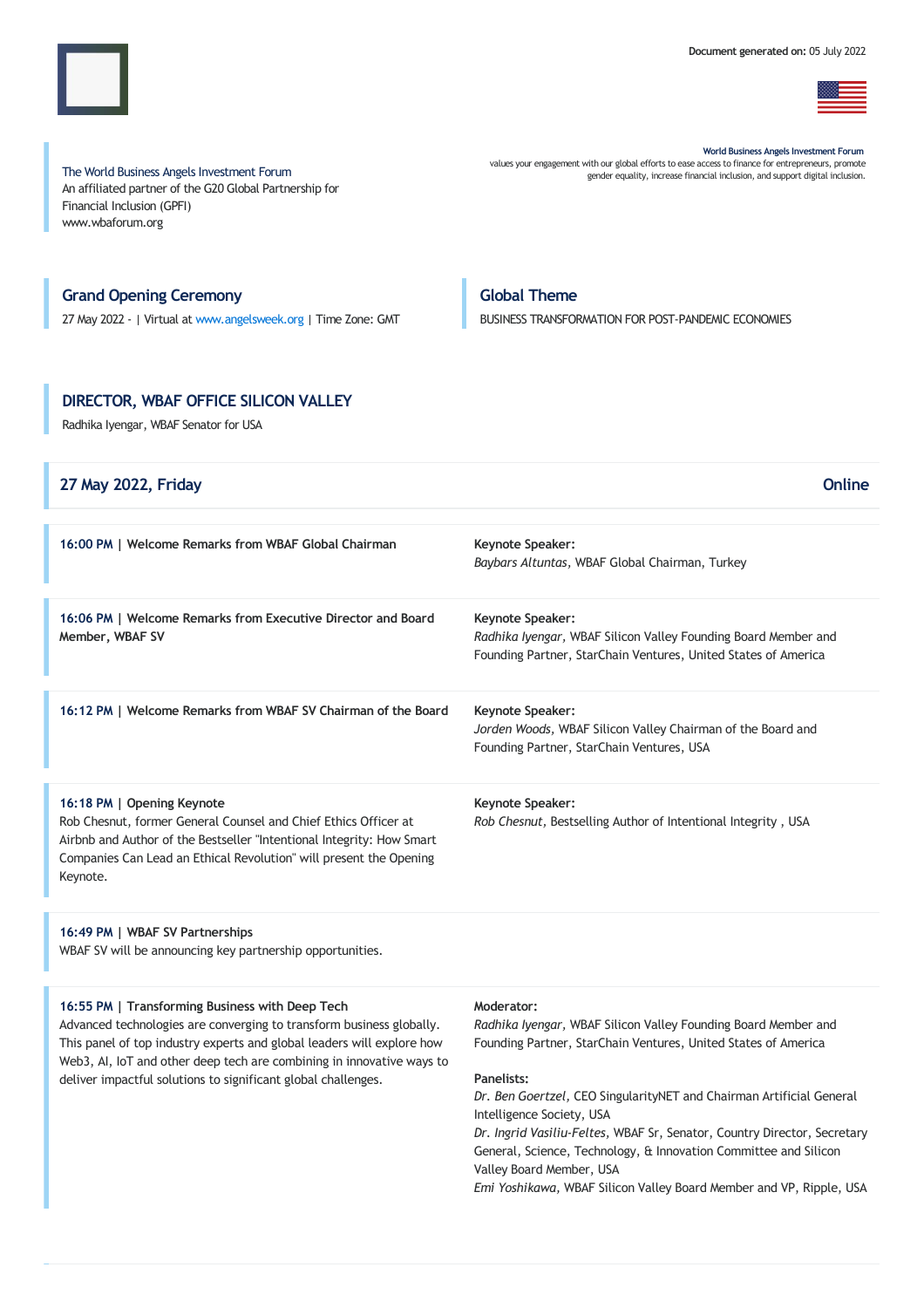Document generated on: 05 July 2022

The World Business Angels Investment Forum
An affiliated partner of the G20 Global Partnership for Financial Inclusion (GPFI)
www.wbaforum.org

**World Business Angels Investment Forum**
values your engagement with our global efforts to ease access to finance for entrepreneurs, promote gender equality, increase financial inclusion, and support digital inclusion.

## Grand Opening Ceremony

27 May 2022 - | Virtual at www.angelsweek.org | Time Zone: GMT

## Global Theme

BUSINESS TRANSFORMATION FOR POST-PANDEMIC ECONOMIES

## DIRECTOR, WBAF OFFICE SILICON VALLEY

Radhika Iyengar, WBAF Senator for USA

## 27 May 2022, Friday — Online

**16:00 PM | Welcome Remarks from WBAF Global Chairman**

**Keynote Speaker:**
*Baybars Altuntas,* WBAF Global Chairman, Turkey

**16:06 PM | Welcome Remarks from Executive Director and Board Member, WBAF SV**

**Keynote Speaker:**
*Radhika Iyengar,* WBAF Silicon Valley Founding Board Member and Founding Partner, StarChain Ventures, United States of America

**16:12 PM | Welcome Remarks from WBAF SV Chairman of the Board**

**Keynote Speaker:**
*Jorden Woods,* WBAF Silicon Valley Chairman of the Board and Founding Partner, StarChain Ventures, USA

**16:18 PM | Opening Keynote**
Rob Chesnut, former General Counsel and Chief Ethics Officer at Airbnb and Author of the Bestseller "Intentional Integrity: How Smart Companies Can Lead an Ethical Revolution" will present the Opening Keynote.

**Keynote Speaker:**
*Rob Chesnut,* Bestselling Author of Intentional Integrity , USA

**16:49 PM | WBAF SV Partnerships**
WBAF SV will be announcing key partnership opportunities.

**16:55 PM | Transforming Business with Deep Tech**
Advanced technologies are converging to transform business globally. This panel of top industry experts and global leaders will explore how Web3, AI, IoT and other deep tech are combining in innovative ways to deliver impactful solutions to significant global challenges.

**Moderator:**
*Radhika Iyengar,* WBAF Silicon Valley Founding Board Member and Founding Partner, StarChain Ventures, United States of America

**Panelists:**
*Dr. Ben Goertzel,* CEO SingularityNET and Chairman Artificial General Intelligence Society, USA
*Dr. Ingrid Vasiliu-Feltes,* WBAF Sr, Senator, Country Director, Secretary General, Science, Technology, & Innovation Committee and Silicon Valley Board Member, USA
*Emi Yoshikawa,* WBAF Silicon Valley Board Member and VP, Ripple, USA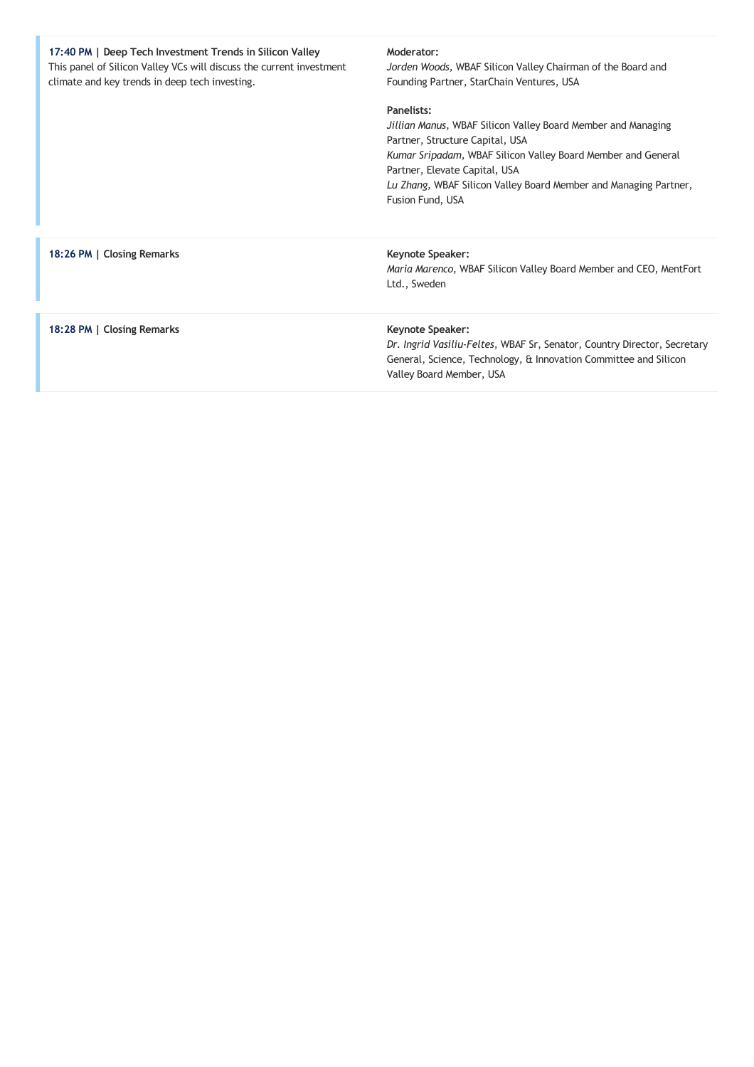**17:40 PM | Deep Tech Investment Trends in Silicon Valley**
This panel of Silicon Valley VCs will discuss the current investment climate and key trends in deep tech investing.

**Moderator:**
*Jorden Woods,* WBAF Silicon Valley Chairman of the Board and Founding Partner, StarChain Ventures, USA

**Panelists:**
*Jillian Manus,* WBAF Silicon Valley Board Member and Managing Partner, Structure Capital, USA
*Kumar Sripadam,* WBAF Silicon Valley Board Member and General Partner, Elevate Capital, USA
*Lu Zhang,* WBAF Silicon Valley Board Member and Managing Partner, Fusion Fund, USA

**18:26 PM | Closing Remarks**

**Keynote Speaker:**
*Maria Marenco,* WBAF Silicon Valley Board Member and CEO, MentFort Ltd., Sweden

**18:28 PM | Closing Remarks**

**Keynote Speaker:**
*Dr. Ingrid Vasiliu-Feltes,* WBAF Sr, Senator, Country Director, Secretary General, Science, Technology, & Innovation Committee and Silicon Valley Board Member, USA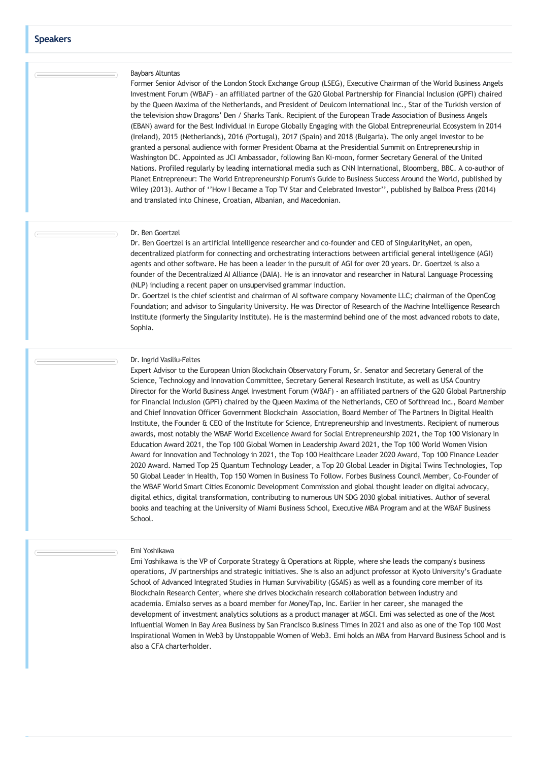## Speakers

### Baybars Altuntas

Former Senior Advisor of the London Stock Exchange Group (LSEG), Executive Chairman of the World Business Angels Investment Forum (WBAF) – an affiliated partner of the G20 Global Partnership for Financial Inclusion (GPFI) chaired by the Queen Maxima of the Netherlands, and President of Deulcom International Inc., Star of the Turkish version of the television show Dragons' Den / Sharks Tank. Recipient of the European Trade Association of Business Angels (EBAN) award for the Best Individual in Europe Globally Engaging with the Global Entrepreneurial Ecosystem in 2014 (Ireland), 2015 (Netherlands), 2016 (Portugal), 2017 (Spain) and 2018 (Bulgaria). The only angel investor to be granted a personal audience with former President Obama at the Presidential Summit on Entrepreneurship in Washington DC. Appointed as JCI Ambassador, following Ban Ki-moon, former Secretary General of the United Nations. Profiled regularly by leading international media such as CNN International, Bloomberg, BBC. A co-author of Planet Entrepreneur: The World Entrepreneurship Forum's Guide to Business Success Around the World, published by Wiley (2013). Author of ''How I Became a Top TV Star and Celebrated Investor'', published by Balboa Press (2014) and translated into Chinese, Croatian, Albanian, and Macedonian.

### Dr. Ben Goertzel

Dr. Ben Goertzel is an artificial intelligence researcher and co-founder and CEO of SingularityNet, an open, decentralized platform for connecting and orchestrating interactions between artificial general intelligence (AGI) agents and other software. He has been a leader in the pursuit of AGI for over 20 years. Dr. Goertzel is also a founder of the Decentralized AI Alliance (DAIA). He is an innovator and researcher in Natural Language Processing (NLP) including a recent paper on unsupervised grammar induction.

Dr. Goertzel is the chief scientist and chairman of AI software company Novamente LLC; chairman of the OpenCog Foundation; and advisor to Singularity University. He was Director of Research of the Machine Intelligence Research Institute (formerly the Singularity Institute). He is the mastermind behind one of the most advanced robots to date, Sophia.

### Dr. Ingrid Vasiliu-Feltes

Expert Advisor to the European Union Blockchain Observatory Forum, Sr. Senator and Secretary General of the Science, Technology and Innovation Committee, Secretary General Research Institute, as well as USA Country Director for the World Business Angel Investment Forum (WBAF) - an affiliated partners of the G20 Global Partnership for Financial Inclusion (GPFI) chaired by the Queen Maxima of the Netherlands, CEO of Softhread Inc., Board Member and Chief Innovation Officer Government Blockchain Association, Board Member of The Partners In Digital Health Institute, the Founder & CEO of the Institute for Science, Entrepreneurship and Investments. Recipient of numerous awards, most notably the WBAF World Excellence Award for Social Entrepreneurship 2021, the Top 100 Visionary In Education Award 2021, the Top 100 Global Women in Leadership Award 2021, the Top 100 World Women Vision Award for Innovation and Technology in 2021, the Top 100 Healthcare Leader 2020 Award, Top 100 Finance Leader 2020 Award. Named Top 25 Quantum Technology Leader, a Top 20 Global Leader in Digital Twins Technologies, Top 50 Global Leader in Health, Top 150 Women in Business To Follow. Forbes Business Council Member, Co-Founder of the WBAF World Smart Cities Economic Development Commission and global thought leader on digital advocacy, digital ethics, digital transformation, contributing to numerous UN SDG 2030 global initiatives. Author of several books and teaching at the University of Miami Business School, Executive MBA Program and at the WBAF Business School.

### Emi Yoshikawa

Emi Yoshikawa is the VP of Corporate Strategy & Operations at Ripple, where she leads the company's business operations, JV partnerships and strategic initiatives. She is also an adjunct professor at Kyoto University's Graduate School of Advanced Integrated Studies in Human Survivability (GSAIS) as well as a founding core member of its Blockchain Research Center, where she drives blockchain research collaboration between industry and academia. Emialso serves as a board member for MoneyTap, Inc. Earlier in her career, she managed the development of investment analytics solutions as a product manager at MSCI. Emi was selected as one of the Most Influential Women in Bay Area Business by San Francisco Business Times in 2021 and also as one of the Top 100 Most Inspirational Women in Web3 by Unstoppable Women of Web3. Emi holds an MBA from Harvard Business School and is also a CFA charterholder.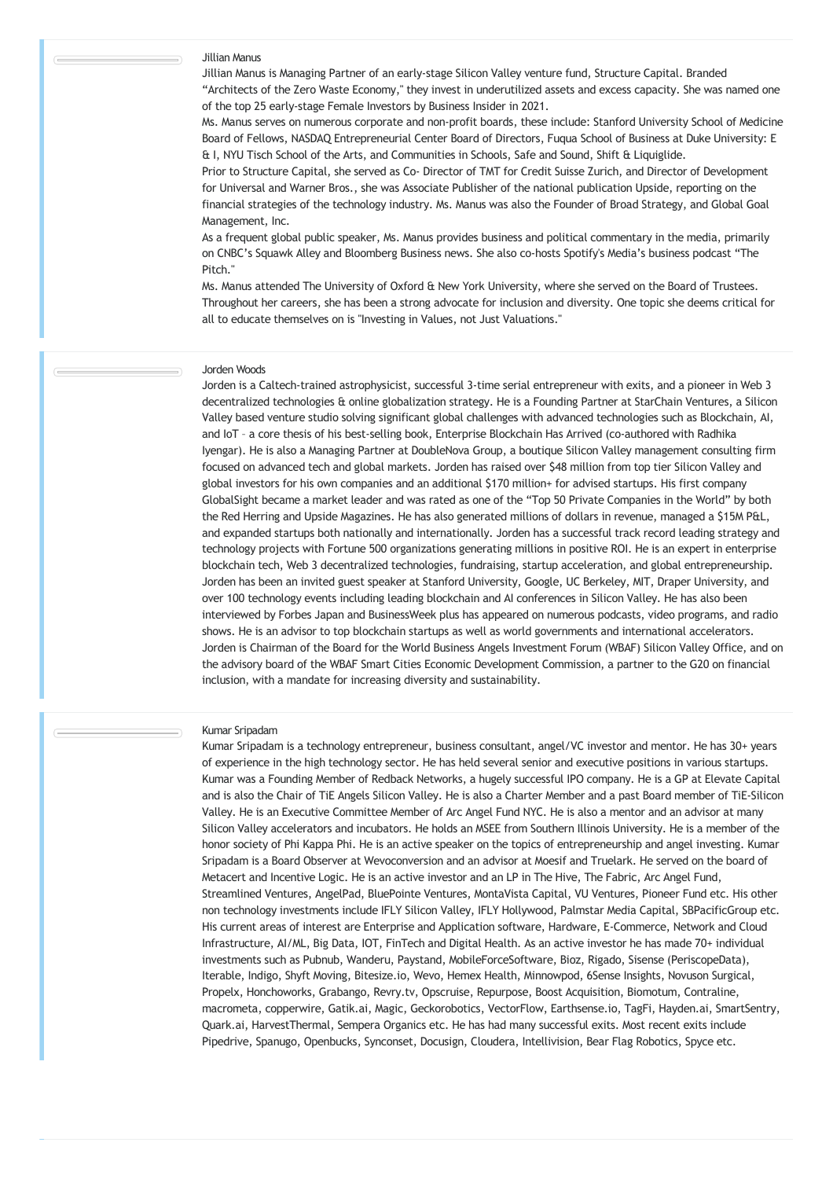### Jillian Manus

Jillian Manus is Managing Partner of an early-stage Silicon Valley venture fund, Structure Capital. Branded "Architects of the Zero Waste Economy," they invest in underutilized assets and excess capacity. She was named one of the top 25 early-stage Female Investors by Business Insider in 2021.

Ms. Manus serves on numerous corporate and non-profit boards, these include: Stanford University School of Medicine Board of Fellows, NASDAQ Entrepreneurial Center Board of Directors, Fuqua School of Business at Duke University: E & I, NYU Tisch School of the Arts, and Communities in Schools, Safe and Sound, Shift & Liquiglide.

Prior to Structure Capital, she served as Co- Director of TMT for Credit Suisse Zurich, and Director of Development for Universal and Warner Bros., she was Associate Publisher of the national publication Upside, reporting on the financial strategies of the technology industry. Ms. Manus was also the Founder of Broad Strategy, and Global Goal Management, Inc.

As a frequent global public speaker, Ms. Manus provides business and political commentary in the media, primarily on CNBC's Squawk Alley and Bloomberg Business news. She also co-hosts Spotify's Media's business podcast "The Pitch."

Ms. Manus attended The University of Oxford & New York University, where she served on the Board of Trustees. Throughout her careers, she has been a strong advocate for inclusion and diversity. One topic she deems critical for all to educate themselves on is "Investing in Values, not Just Valuations."

### Jorden Woods

Jorden is a Caltech-trained astrophysicist, successful 3-time serial entrepreneur with exits, and a pioneer in Web 3 decentralized technologies & online globalization strategy. He is a Founding Partner at StarChain Ventures, a Silicon Valley based venture studio solving significant global challenges with advanced technologies such as Blockchain, AI, and IoT – a core thesis of his best-selling book, Enterprise Blockchain Has Arrived (co-authored with Radhika Iyengar). He is also a Managing Partner at DoubleNova Group, a boutique Silicon Valley management consulting firm focused on advanced tech and global markets. Jorden has raised over $48 million from top tier Silicon Valley and global investors for his own companies and an additional $170 million+ for advised startups. His first company GlobalSight became a market leader and was rated as one of the "Top 50 Private Companies in the World" by both the Red Herring and Upside Magazines. He has also generated millions of dollars in revenue, managed a $15M P&L, and expanded startups both nationally and internationally. Jorden has a successful track record leading strategy and technology projects with Fortune 500 organizations generating millions in positive ROI. He is an expert in enterprise blockchain tech, Web 3 decentralized technologies, fundraising, startup acceleration, and global entrepreneurship. Jorden has been an invited guest speaker at Stanford University, Google, UC Berkeley, MIT, Draper University, and over 100 technology events including leading blockchain and AI conferences in Silicon Valley. He has also been interviewed by Forbes Japan and BusinessWeek plus has appeared on numerous podcasts, video programs, and radio shows. He is an advisor to top blockchain startups as well as world governments and international accelerators. Jorden is Chairman of the Board for the World Business Angels Investment Forum (WBAF) Silicon Valley Office, and on the advisory board of the WBAF Smart Cities Economic Development Commission, a partner to the G20 on financial inclusion, with a mandate for increasing diversity and sustainability.

### Kumar Sripadam

Kumar Sripadam is a technology entrepreneur, business consultant, angel/VC investor and mentor. He has 30+ years of experience in the high technology sector. He has held several senior and executive positions in various startups. Kumar was a Founding Member of Redback Networks, a hugely successful IPO company. He is a GP at Elevate Capital and is also the Chair of TiE Angels Silicon Valley. He is also a Charter Member and a past Board member of TiE-Silicon Valley. He is an Executive Committee Member of Arc Angel Fund NYC. He is also a mentor and an advisor at many Silicon Valley accelerators and incubators. He holds an MSEE from Southern Illinois University. He is a member of the honor society of Phi Kappa Phi. He is an active speaker on the topics of entrepreneurship and angel investing. Kumar Sripadam is a Board Observer at Wevoconversion and an advisor at Moesif and Truelark. He served on the board of Metacert and Incentive Logic. He is an active investor and an LP in The Hive, The Fabric, Arc Angel Fund, Streamlined Ventures, AngelPad, BluePointe Ventures, MontaVista Capital, VU Ventures, Pioneer Fund etc. His other non technology investments include IFLY Silicon Valley, IFLY Hollywood, Palmstar Media Capital, SBPacificGroup etc. His current areas of interest are Enterprise and Application software, Hardware, E-Commerce, Network and Cloud Infrastructure, AI/ML, Big Data, IOT, FinTech and Digital Health. As an active investor he has made 70+ individual investments such as Pubnub, Wanderu, Paystand, MobileForceSoftware, Bioz, Rigado, Sisense (PeriscopeData), Iterable, Indigo, Shyft Moving, Bitesize.io, Wevo, Hemex Health, Minnowpod, 6Sense Insights, Novuson Surgical, Propelx, Honchoworks, Grabango, Revry.tv, Opscruise, Repurpose, Boost Acquisition, Biomotum, Contraline, macrometa, copperwire, Gatik.ai, Magic, Geckorobotics, VectorFlow, Earthsense.io, TagFi, Hayden.ai, SmartSentry, Quark.ai, HarvestThermal, Sempera Organics etc. He has had many successful exits. Most recent exits include Pipedrive, Spanugo, Openbucks, Synconset, Docusign, Cloudera, Intellivision, Bear Flag Robotics, Spyce etc.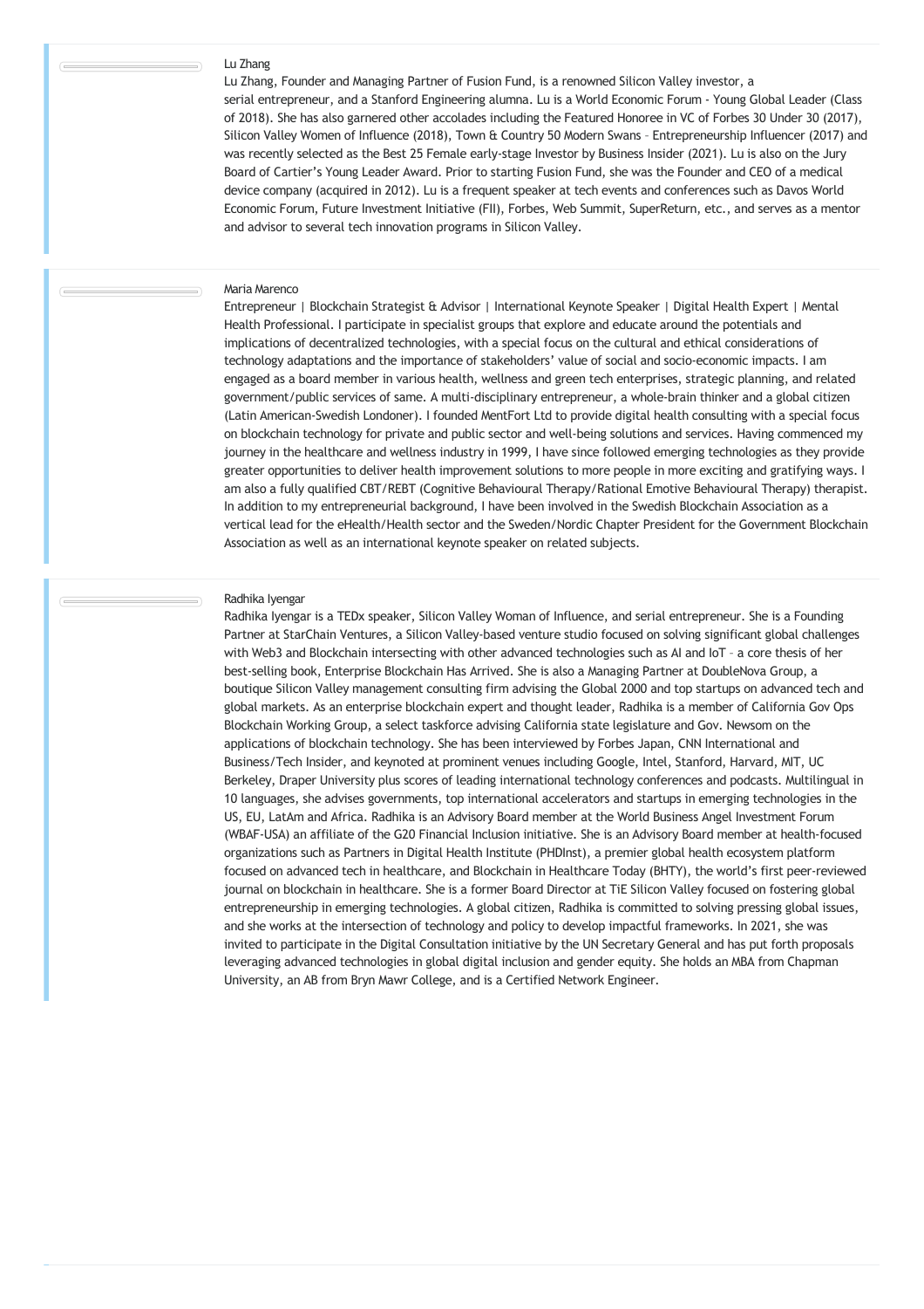### Lu Zhang

Lu Zhang, Founder and Managing Partner of Fusion Fund, is a renowned Silicon Valley investor, a serial entrepreneur, and a Stanford Engineering alumna. Lu is a World Economic Forum - Young Global Leader (Class of 2018). She has also garnered other accolades including the Featured Honoree in VC of Forbes 30 Under 30 (2017), Silicon Valley Women of Influence (2018), Town & Country 50 Modern Swans – Entrepreneurship Influencer (2017) and was recently selected as the Best 25 Female early-stage Investor by Business Insider (2021). Lu is also on the Jury Board of Cartier's Young Leader Award. Prior to starting Fusion Fund, she was the Founder and CEO of a medical device company (acquired in 2012). Lu is a frequent speaker at tech events and conferences such as Davos World Economic Forum, Future Investment Initiative (FII), Forbes, Web Summit, SuperReturn, etc., and serves as a mentor and advisor to several tech innovation programs in Silicon Valley.

### Maria Marenco

Entrepreneur | Blockchain Strategist & Advisor | International Keynote Speaker | Digital Health Expert | Mental Health Professional. I participate in specialist groups that explore and educate around the potentials and implications of decentralized technologies, with a special focus on the cultural and ethical considerations of technology adaptations and the importance of stakeholders' value of social and socio-economic impacts. I am engaged as a board member in various health, wellness and green tech enterprises, strategic planning, and related government/public services of same. A multi-disciplinary entrepreneur, a whole-brain thinker and a global citizen (Latin American-Swedish Londoner). I founded MentFort Ltd to provide digital health consulting with a special focus on blockchain technology for private and public sector and well-being solutions and services. Having commenced my journey in the healthcare and wellness industry in 1999, I have since followed emerging technologies as they provide greater opportunities to deliver health improvement solutions to more people in more exciting and gratifying ways. I am also a fully qualified CBT/REBT (Cognitive Behavioural Therapy/Rational Emotive Behavioural Therapy) therapist. In addition to my entrepreneurial background, I have been involved in the Swedish Blockchain Association as a vertical lead for the eHealth/Health sector and the Sweden/Nordic Chapter President for the Government Blockchain Association as well as an international keynote speaker on related subjects.

### Radhika Iyengar

Radhika Iyengar is a TEDx speaker, Silicon Valley Woman of Influence, and serial entrepreneur. She is a Founding Partner at StarChain Ventures, a Silicon Valley-based venture studio focused on solving significant global challenges with Web3 and Blockchain intersecting with other advanced technologies such as AI and IoT – a core thesis of her best-selling book, Enterprise Blockchain Has Arrived. She is also a Managing Partner at DoubleNova Group, a boutique Silicon Valley management consulting firm advising the Global 2000 and top startups on advanced tech and global markets. As an enterprise blockchain expert and thought leader, Radhika is a member of California Gov Ops Blockchain Working Group, a select taskforce advising California state legislature and Gov. Newsom on the applications of blockchain technology. She has been interviewed by Forbes Japan, CNN International and Business/Tech Insider, and keynoted at prominent venues including Google, Intel, Stanford, Harvard, MIT, UC Berkeley, Draper University plus scores of leading international technology conferences and podcasts. Multilingual in 10 languages, she advises governments, top international accelerators and startups in emerging technologies in the US, EU, LatAm and Africa. Radhika is an Advisory Board member at the World Business Angel Investment Forum (WBAF-USA) an affiliate of the G20 Financial Inclusion initiative. She is an Advisory Board member at health-focused organizations such as Partners in Digital Health Institute (PHDInst), a premier global health ecosystem platform focused on advanced tech in healthcare, and Blockchain in Healthcare Today (BHTY), the world's first peer-reviewed journal on blockchain in healthcare. She is a former Board Director at TiE Silicon Valley focused on fostering global entrepreneurship in emerging technologies. A global citizen, Radhika is committed to solving pressing global issues, and she works at the intersection of technology and policy to develop impactful frameworks. In 2021, she was invited to participate in the Digital Consultation initiative by the UN Secretary General and has put forth proposals leveraging advanced technologies in global digital inclusion and gender equity. She holds an MBA from Chapman University, an AB from Bryn Mawr College, and is a Certified Network Engineer.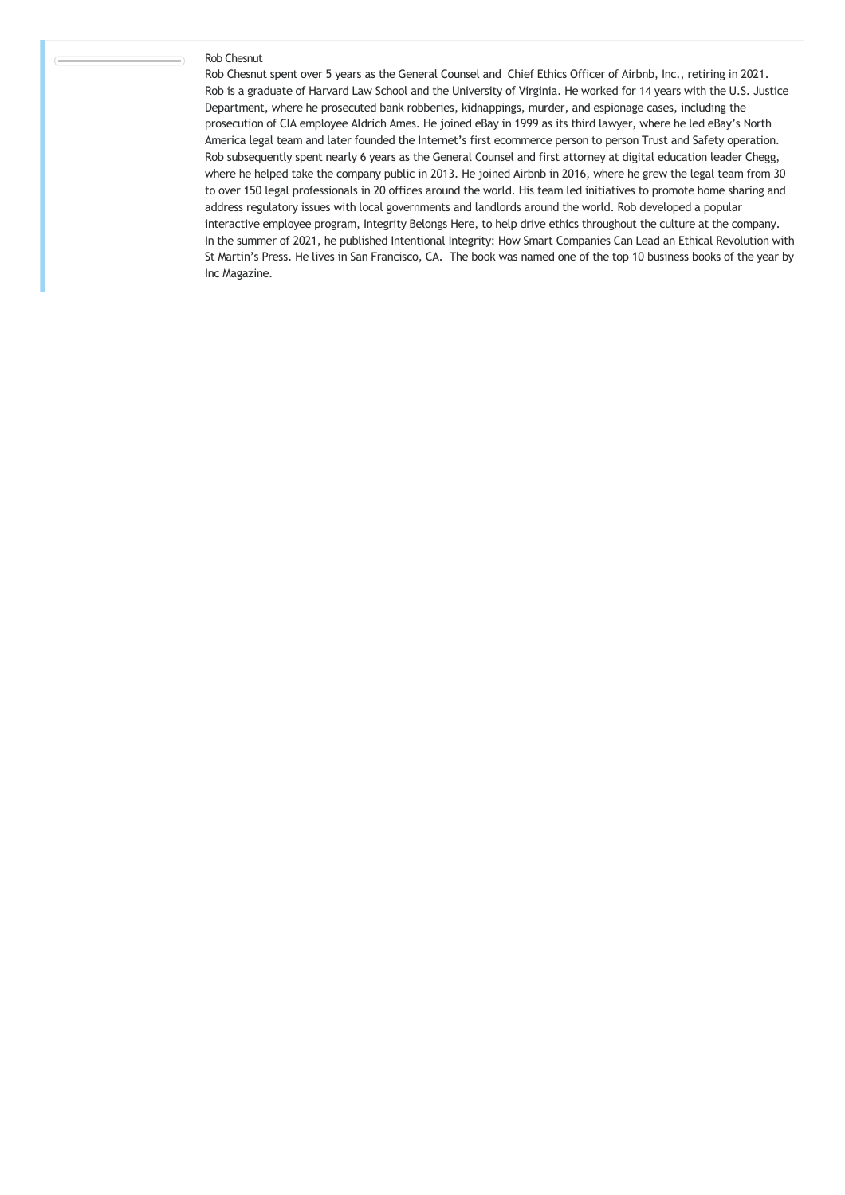Rob Chesnut

Rob Chesnut spent over 5 years as the General Counsel and Chief Ethics Officer of Airbnb, Inc., retiring in 2021. Rob is a graduate of Harvard Law School and the University of Virginia. He worked for 14 years with the U.S. Justice Department, where he prosecuted bank robberies, kidnappings, murder, and espionage cases, including the prosecution of CIA employee Aldrich Ames. He joined eBay in 1999 as its third lawyer, where he led eBay's North America legal team and later founded the Internet's first ecommerce person to person Trust and Safety operation. Rob subsequently spent nearly 6 years as the General Counsel and first attorney at digital education leader Chegg, where he helped take the company public in 2013. He joined Airbnb in 2016, where he grew the legal team from 30 to over 150 legal professionals in 20 offices around the world. His team led initiatives to promote home sharing and address regulatory issues with local governments and landlords around the world. Rob developed a popular interactive employee program, Integrity Belongs Here, to help drive ethics throughout the culture at the company. In the summer of 2021, he published Intentional Integrity: How Smart Companies Can Lead an Ethical Revolution with St Martin's Press. He lives in San Francisco, CA. The book was named one of the top 10 business books of the year by Inc Magazine.